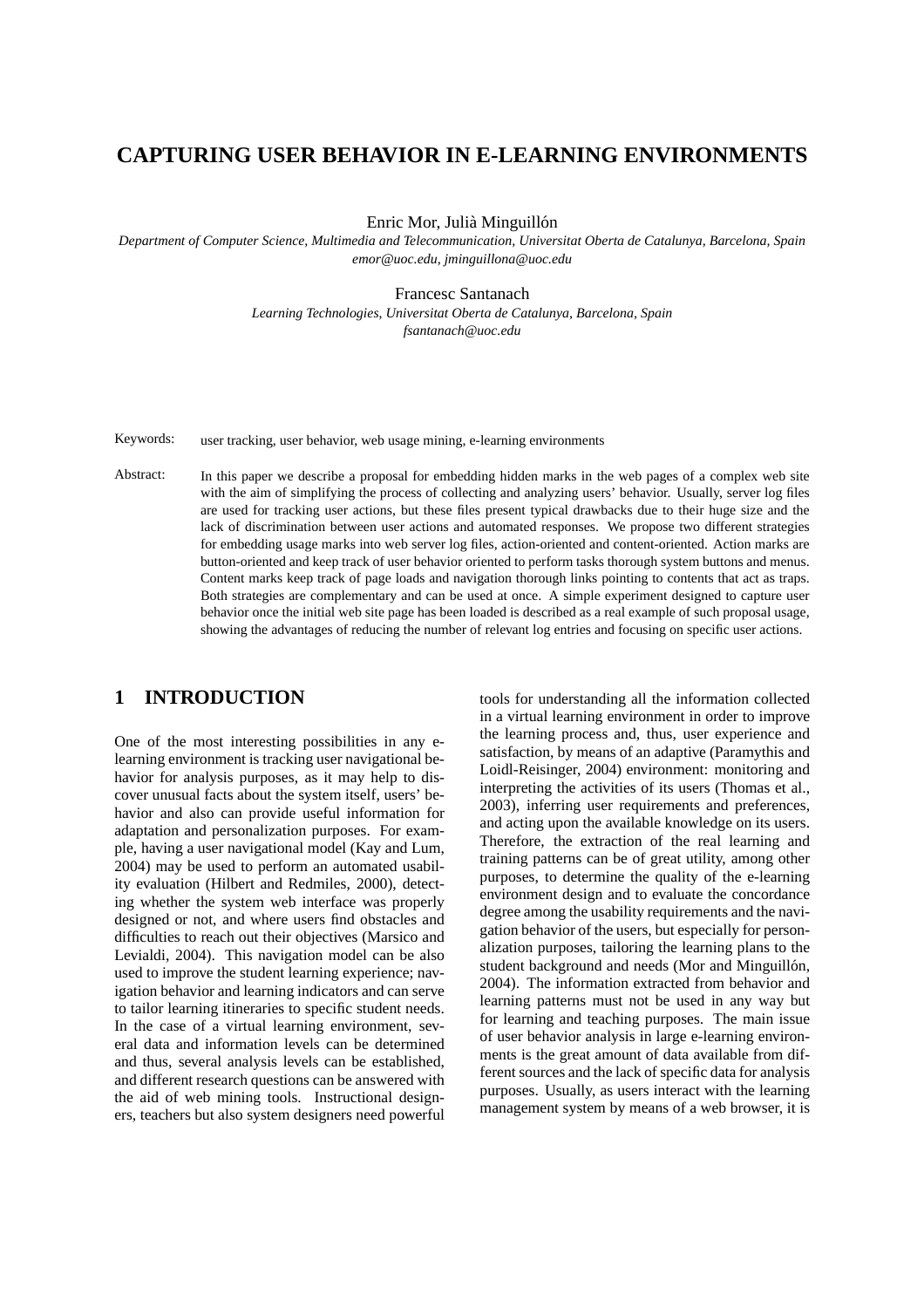# CAPTURING USER BEHAVIOR IN E-LEARNING ENVIRONMENTS

Enric Mor, Julià Minguillón

*Department of Computer Science, Multimedia and Telecommunication, Universitat Oberta de Catalunya, Barcelona, Spain*
*emor@uoc.edu, jminguillona@uoc.edu*

Francesc Santanach

*Learning Technologies, Universitat Oberta de Catalunya, Barcelona, Spain*
*fsantanach@uoc.edu*

Keywords: user tracking, user behavior, web usage mining, e-learning environments

Abstract: In this paper we describe a proposal for embedding hidden marks in the web pages of a complex web site with the aim of simplifying the process of collecting and analyzing users' behavior. Usually, server log files are used for tracking user actions, but these files present typical drawbacks due to their huge size and the lack of discrimination between user actions and automated responses. We propose two different strategies for embedding usage marks into web server log files, action-oriented and content-oriented. Action marks are button-oriented and keep track of user behavior oriented to perform tasks thorough system buttons and menus. Content marks keep track of page loads and navigation thorough links pointing to contents that act as traps. Both strategies are complementary and can be used at once. A simple experiment designed to capture user behavior once the initial web site page has been loaded is described as a real example of such proposal usage, showing the advantages of reducing the number of relevant log entries and focusing on specific user actions.

## 1 INTRODUCTION

One of the most interesting possibilities in any e-learning environment is tracking user navigational behavior for analysis purposes, as it may help to discover unusual facts about the system itself, users' behavior and also can provide useful information for adaptation and personalization purposes. For example, having a user navigational model (Kay and Lum, 2004) may be used to perform an automated usability evaluation (Hilbert and Redmiles, 2000), detecting whether the system web interface was properly designed or not, and where users find obstacles and difficulties to reach out their objectives (Marsico and Levialdi, 2004). This navigation model can be also used to improve the student learning experience; navigation behavior and learning indicators and can serve to tailor learning itineraries to specific student needs. In the case of a virtual learning environment, several data and information levels can be determined and thus, several analysis levels can be established, and different research questions can be answered with the aid of web mining tools. Instructional designers, teachers but also system designers need powerful tools for understanding all the information collected in a virtual learning environment in order to improve the learning process and, thus, user experience and satisfaction, by means of an adaptive (Paramythis and Loidl-Reisinger, 2004) environment: monitoring and interpreting the activities of its users (Thomas et al., 2003), inferring user requirements and preferences, and acting upon the available knowledge on its users. Therefore, the extraction of the real learning and training patterns can be of great utility, among other purposes, to determine the quality of the e-learning environment design and to evaluate the concordance degree among the usability requirements and the navigation behavior of the users, but especially for personalization purposes, tailoring the learning plans to the student background and needs (Mor and Minguillón, 2004). The information extracted from behavior and learning patterns must not be used in any way but for learning and teaching purposes. The main issue of user behavior analysis in large e-learning environments is the great amount of data available from different sources and the lack of specific data for analysis purposes. Usually, as users interact with the learning management system by means of a web browser, it is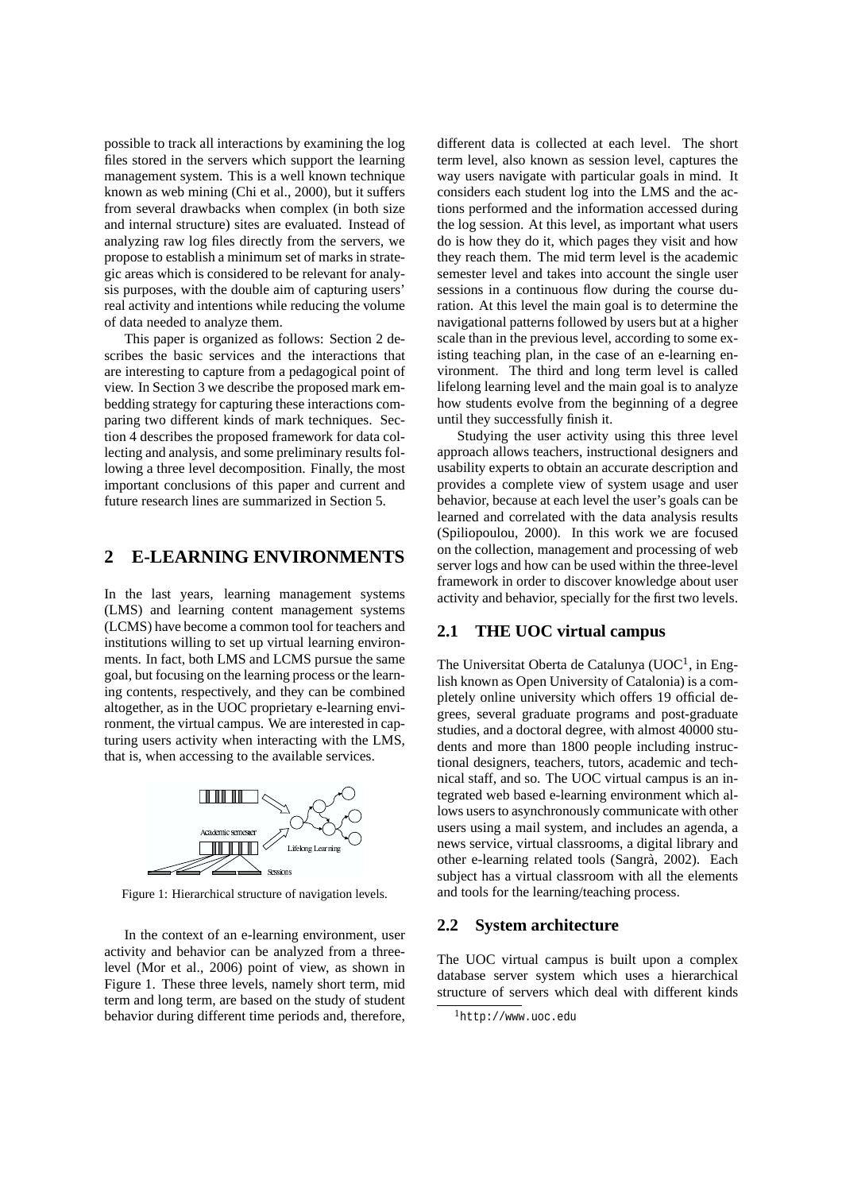possible to track all interactions by examining the log files stored in the servers which support the learning management system. This is a well known technique known as web mining (Chi et al., 2000), but it suffers from several drawbacks when complex (in both size and internal structure) sites are evaluated. Instead of analyzing raw log files directly from the servers, we propose to establish a minimum set of marks in strategic areas which is considered to be relevant for analysis purposes, with the double aim of capturing users' real activity and intentions while reducing the volume of data needed to analyze them.

This paper is organized as follows: Section 2 describes the basic services and the interactions that are interesting to capture from a pedagogical point of view. In Section 3 we describe the proposed mark embedding strategy for capturing these interactions comparing two different kinds of mark techniques. Section 4 describes the proposed framework for data collecting and analysis, and some preliminary results following a three level decomposition. Finally, the most important conclusions of this paper and current and future research lines are summarized in Section 5.

# 2 E-LEARNING ENVIRONMENTS

In the last years, learning management systems (LMS) and learning content management systems (LCMS) have become a common tool for teachers and institutions willing to set up virtual learning environments. In fact, both LMS and LCMS pursue the same goal, but focusing on the learning process or the learning contents, respectively, and they can be combined altogether, as in the UOC proprietary e-learning environment, the virtual campus. We are interested in capturing users activity when interacting with the LMS, that is, when accessing to the available services.

Figure 1: Hierarchical structure of navigation levels.

In the context of an e-learning environment, user activity and behavior can be analyzed from a three-level (Mor et al., 2006) point of view, as shown in Figure 1. These three levels, namely short term, mid term and long term, are based on the study of student behavior during different time periods and, therefore, different data is collected at each level. The short term level, also known as session level, captures the way users navigate with particular goals in mind. It considers each student log into the LMS and the actions performed and the information accessed during the log session. At this level, as important what users do is how they do it, which pages they visit and how they reach them. The mid term level is the academic semester level and takes into account the single user sessions in a continuous flow during the course duration. At this level the main goal is to determine the navigational patterns followed by users but at a higher scale than in the previous level, according to some existing teaching plan, in the case of an e-learning environment. The third and long term level is called lifelong learning level and the main goal is to analyze how students evolve from the beginning of a degree until they successfully finish it.

Studying the user activity using this three level approach allows teachers, instructional designers and usability experts to obtain an accurate description and provides a complete view of system usage and user behavior, because at each level the user's goals can be learned and correlated with the data analysis results (Spiliopoulou, 2000). In this work we are focused on the collection, management and processing of web server logs and how can be used within the three-level framework in order to discover knowledge about user activity and behavior, specially for the first two levels.

## 2.1 THE UOC virtual campus

The Universitat Oberta de Catalunya (UOC[1], in English known as Open University of Catalonia) is a completely online university which offers 19 official degrees, several graduate programs and post-graduate studies, and a doctoral degree, with almost 40000 students and more than 1800 people including instructional designers, teachers, tutors, academic and technical staff, and so. The UOC virtual campus is an integrated web based e-learning environment which allows users to asynchronously communicate with other users using a mail system, and includes an agenda, a news service, virtual classrooms, a digital library and other e-learning related tools (Sangrà, 2002). Each subject has a virtual classroom with all the elements and tools for the learning/teaching process.

## 2.2 System architecture

The UOC virtual campus is built upon a complex database server system which uses a hierarchical structure of servers which deal with different kinds

[1] http://www.uoc.edu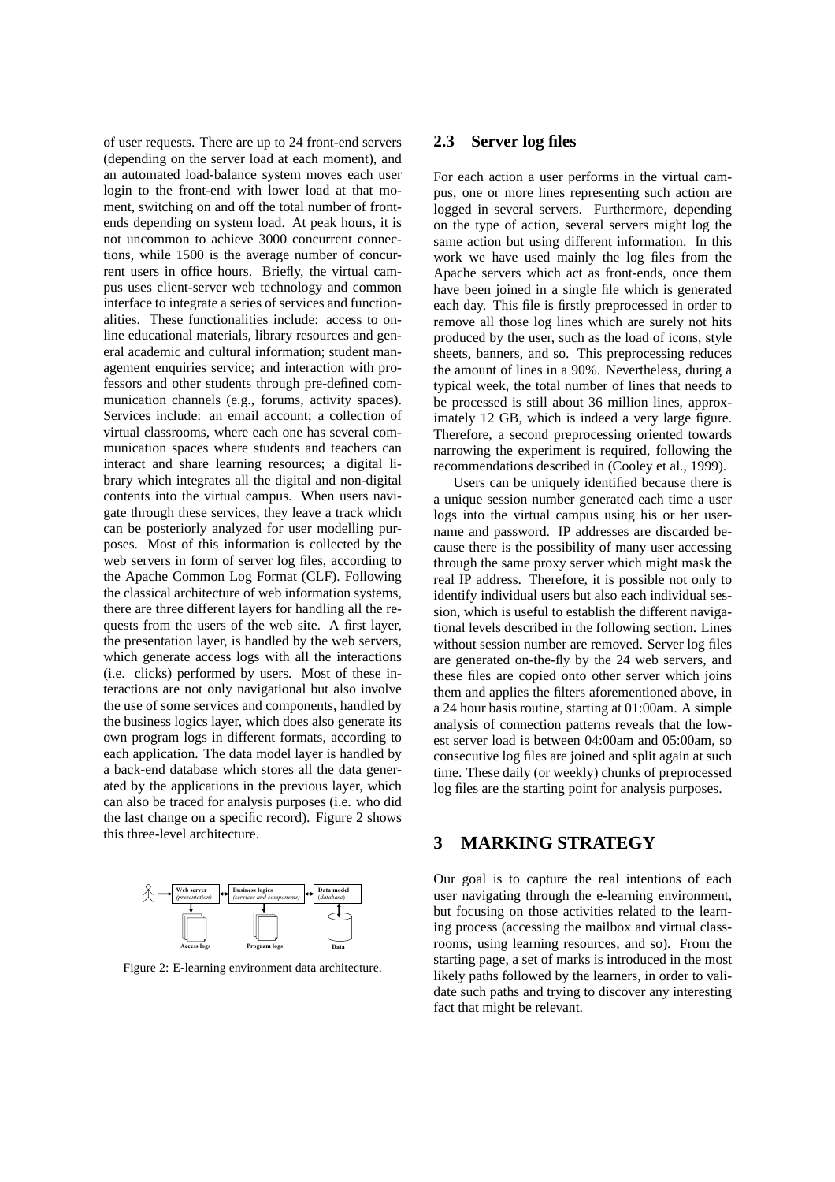of user requests. There are up to 24 front-end servers (depending on the server load at each moment), and an automated load-balance system moves each user login to the front-end with lower load at that moment, switching on and off the total number of front-ends depending on system load. At peak hours, it is not uncommon to achieve 3000 concurrent connections, while 1500 is the average number of concurrent users in office hours. Briefly, the virtual campus uses client-server web technology and common interface to integrate a series of services and functionalities. These functionalities include: access to online educational materials, library resources and general academic and cultural information; student management enquiries service; and interaction with professors and other students through pre-defined communication channels (e.g., forums, activity spaces). Services include: an email account; a collection of virtual classrooms, where each one has several communication spaces where students and teachers can interact and share learning resources; a digital library which integrates all the digital and non-digital contents into the virtual campus. When users navigate through these services, they leave a track which can be posteriorly analyzed for user modelling purposes. Most of this information is collected by the web servers in form of server log files, according to the Apache Common Log Format (CLF). Following the classical architecture of web information systems, there are three different layers for handling all the requests from the users of the web site. A first layer, the presentation layer, is handled by the web servers, which generate access logs with all the interactions (i.e. clicks) performed by users. Most of these interactions are not only navigational but also involve the use of some services and components, handled by the business logics layer, which does also generate its own program logs in different formats, according to each application. The data model layer is handled by a back-end database which stores all the data generated by the applications in the previous layer, which can also be traced for analysis purposes (i.e. who did the last change on a specific record). Figure 2 shows this three-level architecture.

Figure 2: E-learning environment data architecture.

## 2.3 Server log files

For each action a user performs in the virtual campus, one or more lines representing such action are logged in several servers. Furthermore, depending on the type of action, several servers might log the same action but using different information. In this work we have used mainly the log files from the Apache servers which act as front-ends, once them have been joined in a single file which is generated each day. This file is firstly preprocessed in order to remove all those log lines which are surely not hits produced by the user, such as the load of icons, style sheets, banners, and so. This preprocessing reduces the amount of lines in a 90%. Nevertheless, during a typical week, the total number of lines that needs to be processed is still about 36 million lines, approximately 12 GB, which is indeed a very large figure. Therefore, a second preprocessing oriented towards narrowing the experiment is required, following the recommendations described in (Cooley et al., 1999).

Users can be uniquely identified because there is a unique session number generated each time a user logs into the virtual campus using his or her username and password. IP addresses are discarded because there is the possibility of many user accessing through the same proxy server which might mask the real IP address. Therefore, it is possible not only to identify individual users but also each individual session, which is useful to establish the different navigational levels described in the following section. Lines without session number are removed. Server log files are generated on-the-fly by the 24 web servers, and these files are copied onto other server which joins them and applies the filters aforementioned above, in a 24 hour basis routine, starting at 01:00am. A simple analysis of connection patterns reveals that the lowest server load is between 04:00am and 05:00am, so consecutive log files are joined and split again at such time. These daily (or weekly) chunks of preprocessed log files are the starting point for analysis purposes.

# 3 MARKING STRATEGY

Our goal is to capture the real intentions of each user navigating through the e-learning environment, but focusing on those activities related to the learning process (accessing the mailbox and virtual classrooms, using learning resources, and so). From the starting page, a set of marks is introduced in the most likely paths followed by the learners, in order to validate such paths and trying to discover any interesting fact that might be relevant.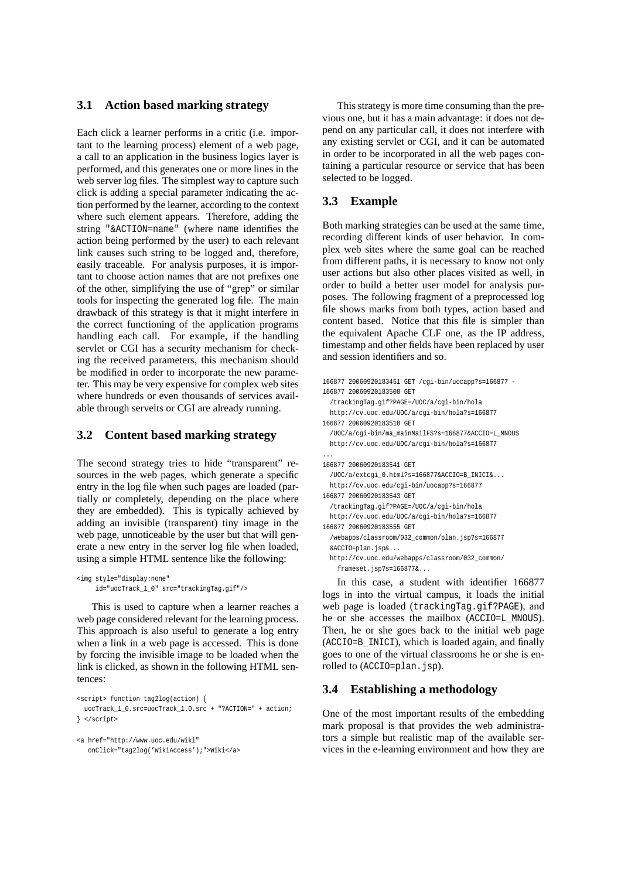### 3.1 Action based marking strategy

Each click a learner performs in a critic (i.e. important to the learning process) element of a web page, a call to an application in the business logics layer is performed, and this generates one or more lines in the web server log files. The simplest way to capture such click is adding a special parameter indicating the action performed by the learner, according to the context where such element appears. Therefore, adding the string "&ACTION=name" (where name identifies the action being performed by the user) to each relevant link causes such string to be logged and, therefore, easily traceable. For analysis purposes, it is important to choose action names that are not prefixes one of the other, simplifying the use of "grep" or similar tools for inspecting the generated log file. The main drawback of this strategy is that it might interfere in the correct functioning of the application programs handling each call. For example, if the handling servlet or CGI has a security mechanism for checking the received parameters, this mechanism should be modified in order to incorporate the new parameter. This may be very expensive for complex web sites where hundreds or even thousands of services available through servelts or CGI are already running.

### 3.2 Content based marking strategy

The second strategy tries to hide "transparent" resources in the web pages, which generate a specific entry in the log file when such pages are loaded (partially or completely, depending on the place where they are embedded). This is typically achieved by adding an invisible (transparent) tiny image in the web page, unnoticeable by the user but that will generate a new entry in the server log file when loaded, using a simple HTML sentence like the following:

```
<img style="display:none"
     id="uocTrack_1_0" src="trackingTag.gif"/>
```

This is used to capture when a learner reaches a web page considered relevant for the learning process. This approach is also useful to generate a log entry when a link in a web page is accessed. This is done by forcing the invisible image to be loaded when the link is clicked, as shown in the following HTML sentences:

```
<script> function tag2log(action) {
  uocTrack_1_0.src=uocTrack_1.0.src + "?ACTION=" + action;
} </script>

<a href="http://www.uoc.edu/wiki"
   onClick="tag2log('WikiAccess');">Wiki</a>
```

This strategy is more time consuming than the previous one, but it has a main advantage: it does not depend on any particular call, it does not interfere with any existing servlet or CGI, and it can be automated in order to be incorporated in all the web pages containing a particular resource or service that has been selected to be logged.

### 3.3 Example

Both marking strategies can be used at the same time, recording different kinds of user behavior. In complex web sites where the same goal can be reached from different paths, it is necessary to know not only user actions but also other places visited as well, in order to build a better user model for analysis purposes. The following fragment of a preprocessed log file shows marks from both types, action based and content based. Notice that this file is simpler than the equivalent Apache CLF one, as the IP address, timestamp and other fields have been replaced by user and session identifiers and so.

```
166877 20060920183451 GET /cgi-bin/uocapp?s=166877 -
166877 20060920183508 GET
  /trackingTag.gif?PAGE=/UOC/a/cgi-bin/hola
  http://cv.uoc.edu/UOC/a/cgi-bin/hola?s=166877
166877 20060920183518 GET
  /UOC/a/cgi-bin/ma_mainMailFS?s=166877&ACCIO=L_MNOUS
  http://cv.uoc.edu/UOC/a/cgi-bin/hola?s=166877
...
166877 20060920183541 GET
  /UOC/a/extcgi_0.html?s=166877&ACCIO=B_INICI&...
  http://cv.uoc.edu/cgi-bin/uocapp?s=166877
166877 20060920183543 GET
  /trackingTag.gif?PAGE=/UOC/a/cgi-bin/hola
  http://cv.uoc.edu/UOC/a/cgi-bin/hola?s=166877
166877 20060920183555 GET
  /webapps/classroom/032_common/plan.jsp?s=166877
  &ACCIO=plan.jsp&...
  http://cv.uoc.edu/webapps/classroom/032_common/
    frameset.jsp?s=166877&...
```

In this case, a student with identifier 166877 logs in into the virtual campus, it loads the initial web page is loaded (trackingTag.gif?PAGE), and he or she accesses the mailbox (ACCIO=L_MNOUS). Then, he or she goes back to the initial web page (ACCIO=B_INICI), which is loaded again, and finally goes to one of the virtual classrooms he or she is enrolled to (ACCIO=plan.jsp).

### 3.4 Establishing a methodology

One of the most important results of the embedding mark proposal is that provides the web administrators a simple but realistic map of the available services in the e-learning environment and how they are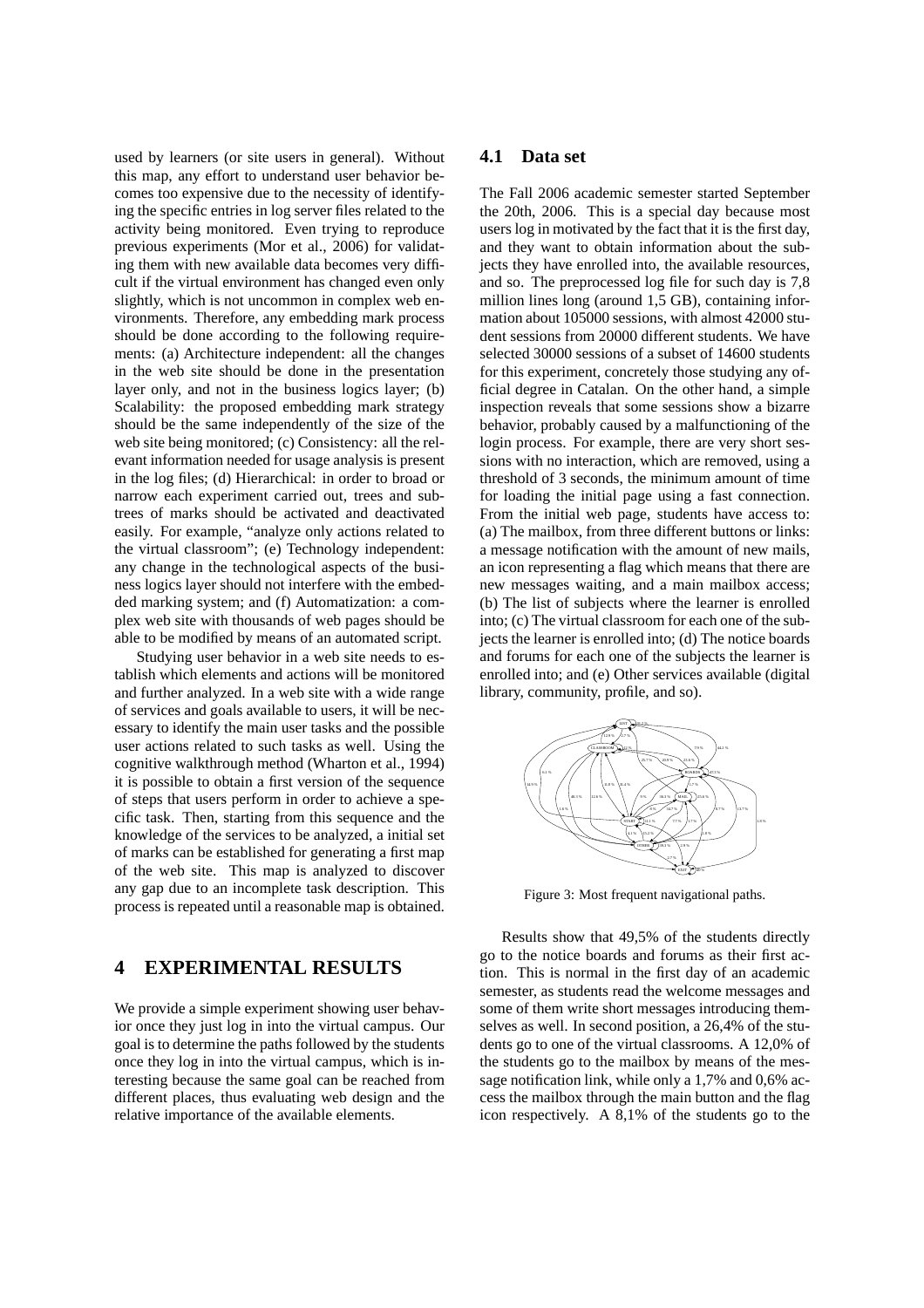used by learners (or site users in general). Without this map, any effort to understand user behavior becomes too expensive due to the necessity of identifying the specific entries in log server files related to the activity being monitored. Even trying to reproduce previous experiments (Mor et al., 2006) for validating them with new available data becomes very difficult if the virtual environment has changed even only slightly, which is not uncommon in complex web environments. Therefore, any embedding mark process should be done according to the following requirements: (a) Architecture independent: all the changes in the web site should be done in the presentation layer only, and not in the business logics layer; (b) Scalability: the proposed embedding mark strategy should be the same independently of the size of the web site being monitored; (c) Consistency: all the relevant information needed for usage analysis is present in the log files; (d) Hierarchical: in order to broad or narrow each experiment carried out, trees and subtrees of marks should be activated and deactivated easily. For example, "analyze only actions related to the virtual classroom"; (e) Technology independent: any change in the technological aspects of the business logics layer should not interfere with the embedded marking system; and (f) Automatization: a complex web site with thousands of web pages should be able to be modified by means of an automated script.

Studying user behavior in a web site needs to establish which elements and actions will be monitored and further analyzed. In a web site with a wide range of services and goals available to users, it will be necessary to identify the main user tasks and the possible user actions related to such tasks as well. Using the cognitive walkthrough method (Wharton et al., 1994) it is possible to obtain a first version of the sequence of steps that users perform in order to achieve a specific task. Then, starting from this sequence and the knowledge of the services to be analyzed, a initial set of marks can be established for generating a first map of the web site. This map is analyzed to discover any gap due to an incomplete task description. This process is repeated until a reasonable map is obtained.

# 4 EXPERIMENTAL RESULTS

We provide a simple experiment showing user behavior once they just log in into the virtual campus. Our goal is to determine the paths followed by the students once they log in into the virtual campus, which is interesting because the same goal can be reached from different places, thus evaluating web design and the relative importance of the available elements.

## 4.1 Data set

The Fall 2006 academic semester started September the 20th, 2006. This is a special day because most users log in motivated by the fact that it is the first day, and they want to obtain information about the subjects they have enrolled into, the available resources, and so. The preprocessed log file for such day is 7,8 million lines long (around 1,5 GB), containing information about 105000 sessions, with almost 42000 student sessions from 20000 different students. We have selected 30000 sessions of a subset of 14600 students for this experiment, concretely those studying any official degree in Catalan. On the other hand, a simple inspection reveals that some sessions show a bizarre behavior, probably caused by a malfunctioning of the login process. For example, there are very short sessions with no interaction, which are removed, using a threshold of 3 seconds, the minimum amount of time for loading the initial page using a fast connection. From the initial web page, students have access to: (a) The mailbox, from three different buttons or links: a message notification with the amount of new mails, an icon representing a flag which means that there are new messages waiting, and a main mailbox access; (b) The list of subjects where the learner is enrolled into; (c) The virtual classroom for each one of the subjects the learner is enrolled into; (d) The notice boards and forums for each one of the subjects the learner is enrolled into; and (e) Other services available (digital library, community, profile, and so).

Figure 3: Most frequent navigational paths.

Results show that 49,5% of the students directly go to the notice boards and forums as their first action. This is normal in the first day of an academic semester, as students read the welcome messages and some of them write short messages introducing themselves as well. In second position, a 26,4% of the students go to one of the virtual classrooms. A 12,0% of the students go to the mailbox by means of the message notification link, while only a 1,7% and 0,6% access the mailbox through the main button and the flag icon respectively. A 8,1% of the students go to the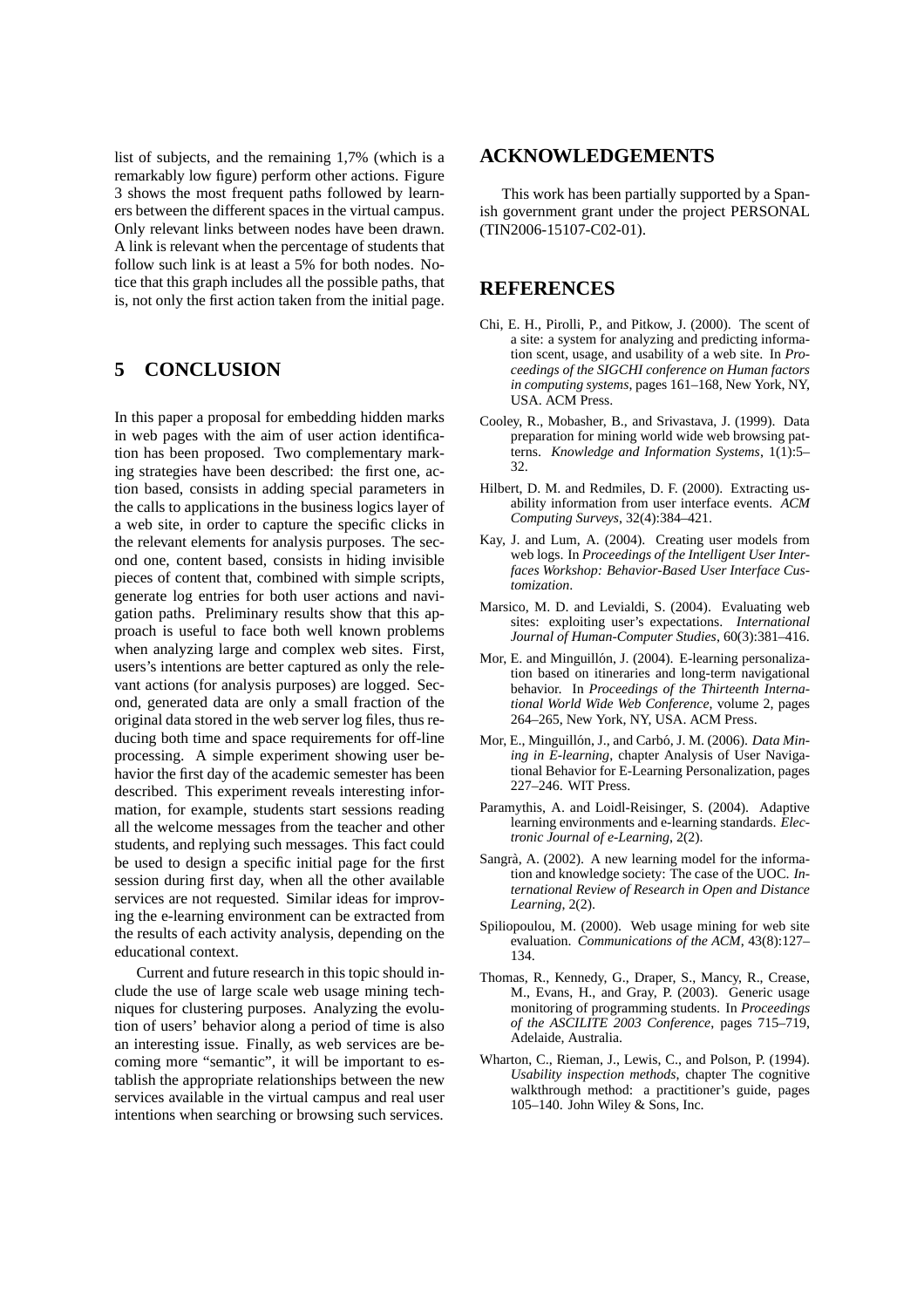list of subjects, and the remaining 1,7% (which is a remarkably low figure) perform other actions. Figure 3 shows the most frequent paths followed by learners between the different spaces in the virtual campus. Only relevant links between nodes have been drawn. A link is relevant when the percentage of students that follow such link is at least a 5% for both nodes. Notice that this graph includes all the possible paths, that is, not only the first action taken from the initial page.

## 5 CONCLUSION

In this paper a proposal for embedding hidden marks in web pages with the aim of user action identification has been proposed. Two complementary marking strategies have been described: the first one, action based, consists in adding special parameters in the calls to applications in the business logics layer of a web site, in order to capture the specific clicks in the relevant elements for analysis purposes. The second one, content based, consists in hiding invisible pieces of content that, combined with simple scripts, generate log entries for both user actions and navigation paths. Preliminary results show that this approach is useful to face both well known problems when analyzing large and complex web sites. First, users's intentions are better captured as only the relevant actions (for analysis purposes) are logged. Second, generated data are only a small fraction of the original data stored in the web server log files, thus reducing both time and space requirements for off-line processing. A simple experiment showing user behavior the first day of the academic semester has been described. This experiment reveals interesting information, for example, students start sessions reading all the welcome messages from the teacher and other students, and replying such messages. This fact could be used to design a specific initial page for the first session during first day, when all the other available services are not requested. Similar ideas for improving the e-learning environment can be extracted from the results of each activity analysis, depending on the educational context.

Current and future research in this topic should include the use of large scale web usage mining techniques for clustering purposes. Analyzing the evolution of users' behavior along a period of time is also an interesting issue. Finally, as web services are becoming more "semantic", it will be important to establish the appropriate relationships between the new services available in the virtual campus and real user intentions when searching or browsing such services.

## ACKNOWLEDGEMENTS

This work has been partially supported by a Spanish government grant under the project PERSONAL (TIN2006-15107-C02-01).

## REFERENCES

Chi, E. H., Pirolli, P., and Pitkow, J. (2000). The scent of a site: a system for analyzing and predicting information scent, usage, and usability of a web site. In *Proceedings of the SIGCHI conference on Human factors in computing systems*, pages 161–168, New York, NY, USA. ACM Press.

Cooley, R., Mobasher, B., and Srivastava, J. (1999). Data preparation for mining world wide web browsing patterns. *Knowledge and Information Systems*, 1(1):5–32.

Hilbert, D. M. and Redmiles, D. F. (2000). Extracting usability information from user interface events. *ACM Computing Surveys*, 32(4):384–421.

Kay, J. and Lum, A. (2004). Creating user models from web logs. In *Proceedings of the Intelligent User Interfaces Workshop: Behavior-Based User Interface Customization*.

Marsico, M. D. and Levialdi, S. (2004). Evaluating web sites: exploiting user's expectations. *International Journal of Human-Computer Studies*, 60(3):381–416.

Mor, E. and Minguillón, J. (2004). E-learning personalization based on itineraries and long-term navigational behavior. In *Proceedings of the Thirteenth International World Wide Web Conference*, volume 2, pages 264–265, New York, NY, USA. ACM Press.

Mor, E., Minguillón, J., and Carbó, J. M. (2006). *Data Mining in E-learning*, chapter Analysis of User Navigational Behavior for E-Learning Personalization, pages 227–246. WIT Press.

Paramythis, A. and Loidl-Reisinger, S. (2004). Adaptive learning environments and e-learning standards. *Electronic Journal of e-Learning*, 2(2).

Sangrà, A. (2002). A new learning model for the information and knowledge society: The case of the UOC. *International Review of Research in Open and Distance Learning*, 2(2).

Spiliopoulou, M. (2000). Web usage mining for web site evaluation. *Communications of the ACM*, 43(8):127–134.

Thomas, R., Kennedy, G., Draper, S., Mancy, R., Crease, M., Evans, H., and Gray, P. (2003). Generic usage monitoring of programming students. In *Proceedings of the ASCILITE 2003 Conference*, pages 715–719, Adelaide, Australia.

Wharton, C., Rieman, J., Lewis, C., and Polson, P. (1994). *Usability inspection methods*, chapter The cognitive walkthrough method: a practitioner's guide, pages 105–140. John Wiley & Sons, Inc.